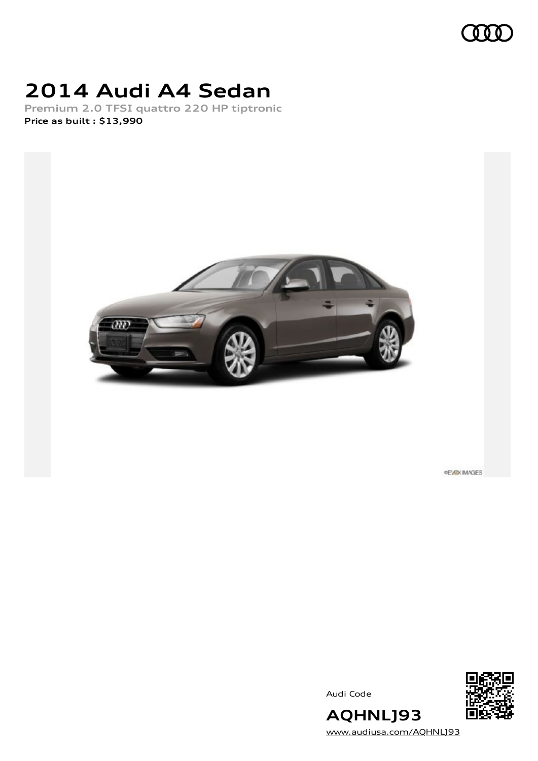# 2014 Audi A4 Sedan

**Premium 2.0 TFSI quattro 220 HP tiptronic**

**Price as built : $13,990**

©EVOX IMAGES

Audi Code

## AQHNLJ93

www.audiusa.com/AQHNLJ93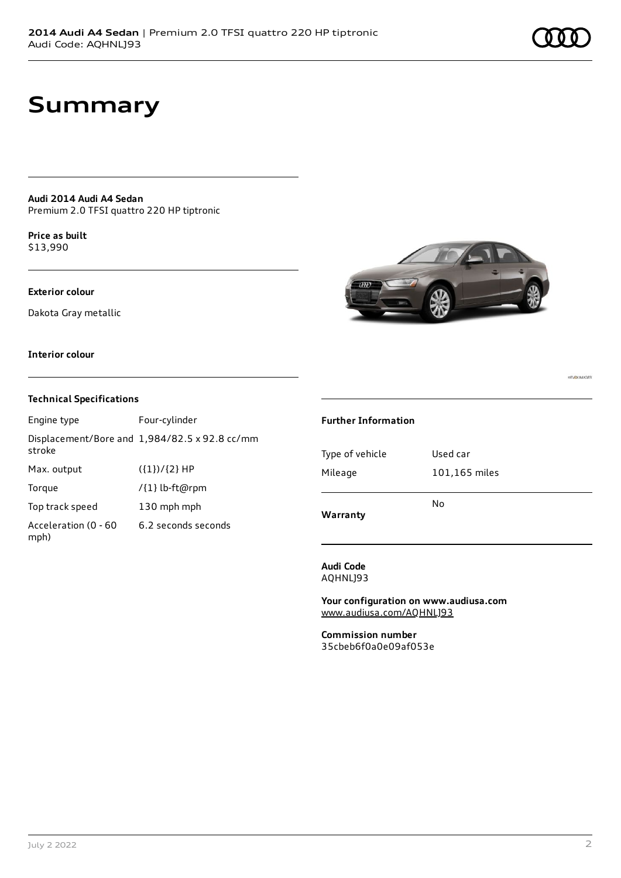# Summary

**Audi 2014 Audi A4 Sedan**
Premium 2.0 TFSI quattro 220 HP tiptronic

**Price as built**
$13,990

**Exterior colour**

Dakota Gray metallic

**Interior colour**

### Technical Specifications

| | |
|---|---|
| Engine type | Four-cylinder |
| Displacement/Bore and stroke | 1,984/82.5 x 92.8 cc/mm |
| Max. output | ({1})/{2} HP |
| Torque | /{1} lb-ft@rpm |
| Top track speed | 130 mph mph |
| Acceleration (0 - 60 mph) | 6.2 seconds seconds |

### Further Information

| | |
|---|---|
| Type of vehicle | Used car |
| Mileage | 101,165 miles |
| **Warranty** | No |

**Audi Code**
AQHNLJ93

**Your configuration on www.audiusa.com**
www.audiusa.com/AQHNLJ93

**Commission number**
35cbeb6f0a0e09af053e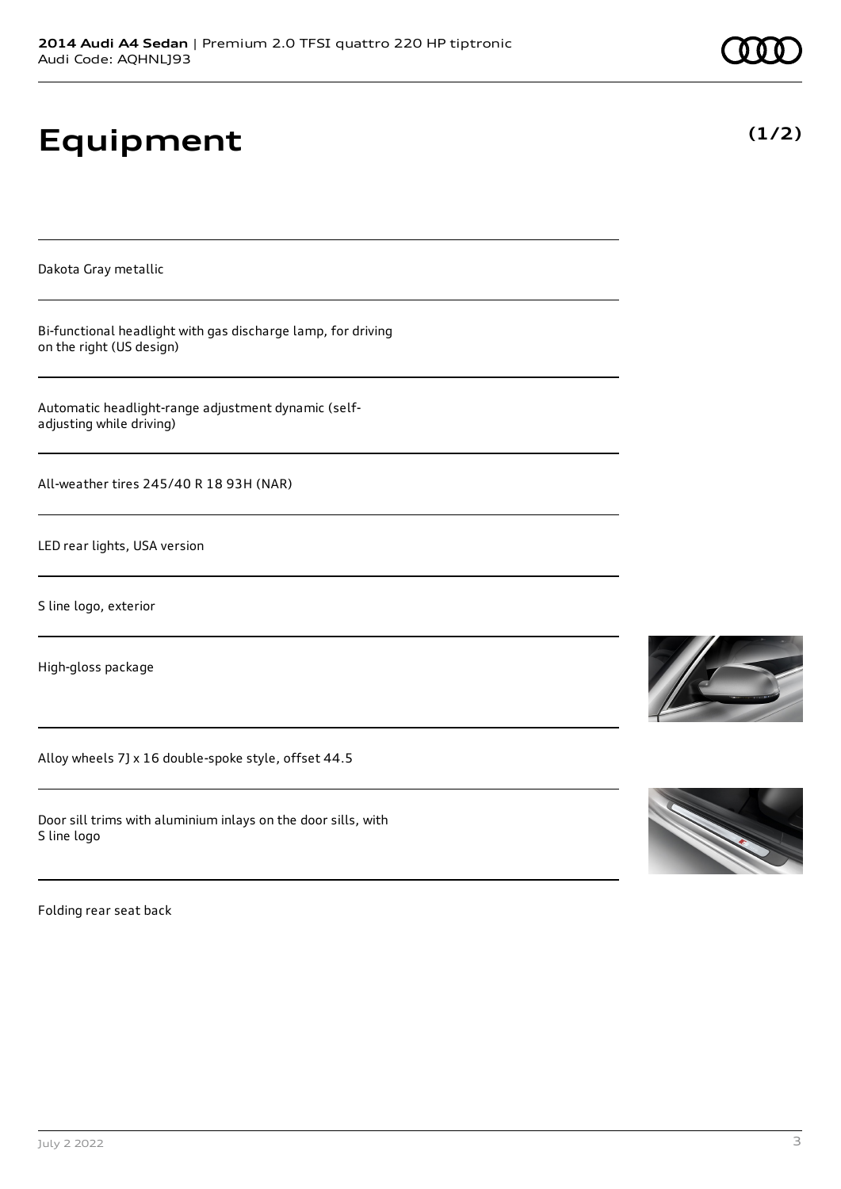# Equipment

**(1/2)**

Dakota Gray metallic

Bi-functional headlight with gas discharge lamp, for driving on the right (US design)

Automatic headlight-range adjustment dynamic (self-adjusting while driving)

All-weather tires 245/40 R 18 93H (NAR)

LED rear lights, USA version

S line logo, exterior

High-gloss package

Alloy wheels 7J x 16 double-spoke style, offset 44.5

Door sill trims with aluminium inlays on the door sills, with S line logo

Folding rear seat back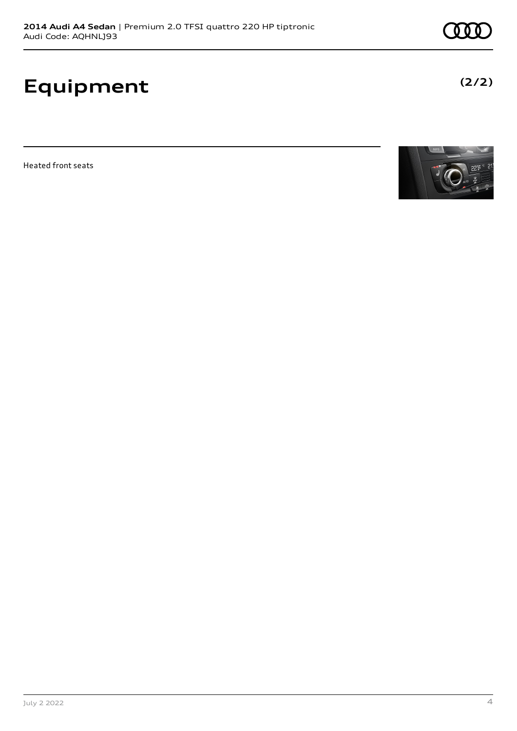# Equipment

**(2/2)**

Heated front seats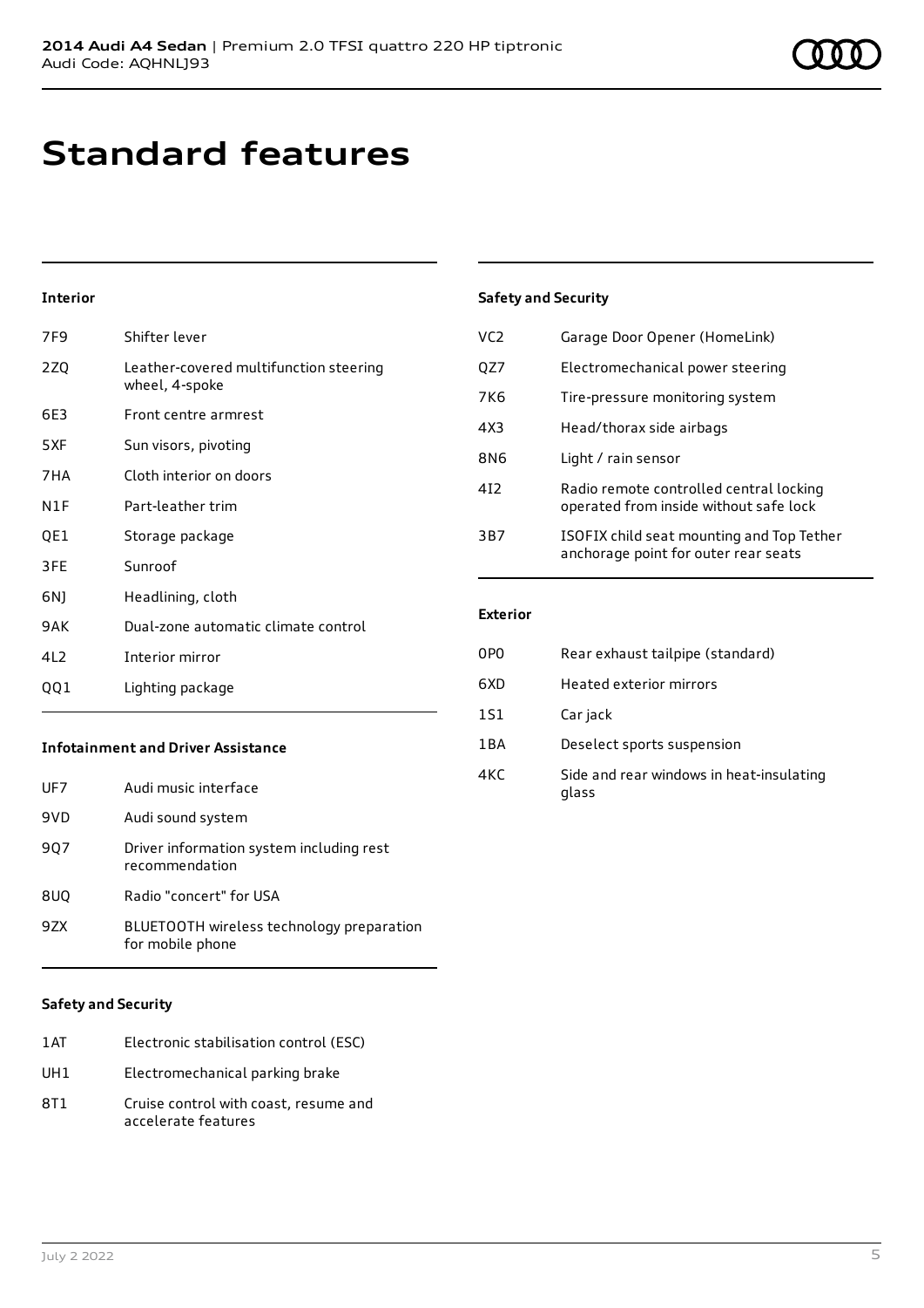# Standard features

### Interior

| | |
|---|---|
| 7F9 | Shifter lever |
| 2ZQ | Leather-covered multifunction steering wheel, 4-spoke |
| 6E3 | Front centre armrest |
| 5XF | Sun visors, pivoting |
| 7HA | Cloth interior on doors |
| N1F | Part-leather trim |
| QE1 | Storage package |
| 3FE | Sunroof |
| 6NJ | Headlining, cloth |
| 9AK | Dual-zone automatic climate control |
| 4L2 | Interior mirror |
| QQ1 | Lighting package |

### Infotainment and Driver Assistance

| | |
|---|---|
| UF7 | Audi music interface |
| 9VD | Audi sound system |
| 9Q7 | Driver information system including rest recommendation |
| 8UQ | Radio "concert" for USA |
| 9ZX | BLUETOOTH wireless technology preparation for mobile phone |

### Safety and Security

| | |
|---|---|
| 1AT | Electronic stabilisation control (ESC) |
| UH1 | Electromechanical parking brake |
| 8T1 | Cruise control with coast, resume and accelerate features |

### Safety and Security

| | |
|---|---|
| VC2 | Garage Door Opener (HomeLink) |
| QZ7 | Electromechanical power steering |
| 7K6 | Tire-pressure monitoring system |
| 4X3 | Head/thorax side airbags |
| 8N6 | Light / rain sensor |
| 4I2 | Radio remote controlled central locking operated from inside without safe lock |
| 3B7 | ISOFIX child seat mounting and Top Tether anchorage point for outer rear seats |

### Exterior

| | |
|---|---|
| 0P0 | Rear exhaust tailpipe (standard) |
| 6XD | Heated exterior mirrors |
| 1S1 | Car jack |
| 1BA | Deselect sports suspension |
| 4KC | Side and rear windows in heat-insulating glass |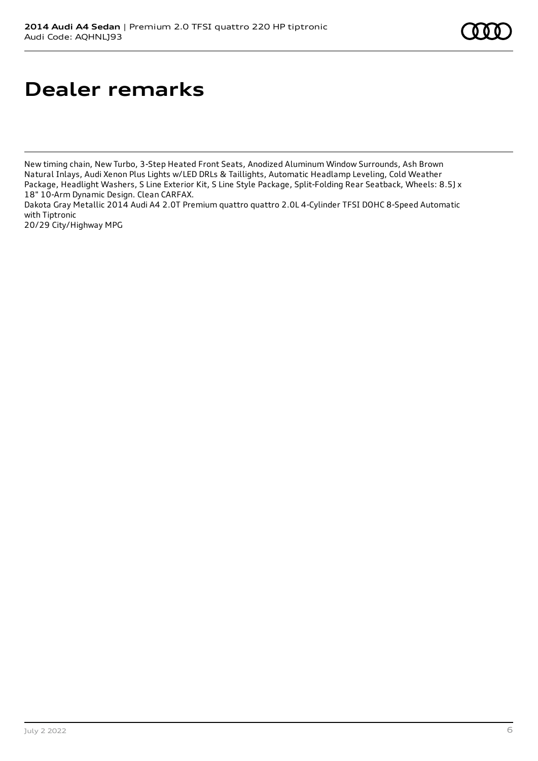# Dealer remarks

New timing chain, New Turbo, 3-Step Heated Front Seats, Anodized Aluminum Window Surrounds, Ash Brown Natural Inlays, Audi Xenon Plus Lights w/LED DRLs & Taillights, Automatic Headlamp Leveling, Cold Weather Package, Headlight Washers, S Line Exterior Kit, S Line Style Package, Split-Folding Rear Seatback, Wheels: 8.5J x 18" 10-Arm Dynamic Design. Clean CARFAX.
Dakota Gray Metallic 2014 Audi A4 2.0T Premium quattro quattro 2.0L 4-Cylinder TFSI DOHC 8-Speed Automatic with Tiptronic
20/29 City/Highway MPG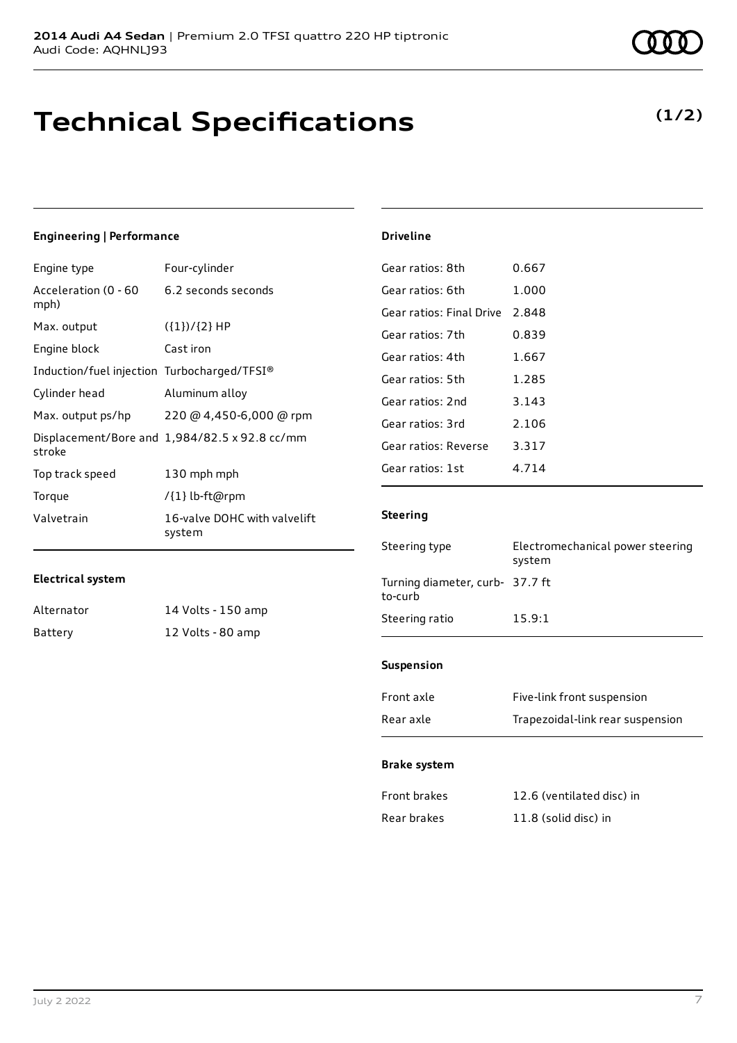**2014 Audi A4 Sedan** | Premium 2.0 TFSI quattro 220 HP tiptronic
Audi Code: AQHNLJ93

# Technical Specifications

**(1/2)**

### Engineering | Performance

| | |
|---|---|
| Engine type | Four-cylinder |
| Acceleration (0 - 60 mph) | 6.2 seconds seconds |
| Max. output | ({1})/{2} HP |
| Engine block | Cast iron |
| Induction/fuel injection | Turbocharged/TFSI® |
| Cylinder head | Aluminum alloy |
| Max. output ps/hp | 220 @ 4,450-6,000 @ rpm |
| Displacement/Bore and stroke | 1,984/82.5 x 92.8 cc/mm |
| Top track speed | 130 mph mph |
| Torque | /{1} lb-ft@rpm |
| Valvetrain | 16-valve DOHC with valvelift system |

### Electrical system

| | |
|---|---|
| Alternator | 14 Volts - 150 amp |
| Battery | 12 Volts - 80 amp |

### Driveline

| | |
|---|---|
| Gear ratios: 8th | 0.667 |
| Gear ratios: 6th | 1.000 |
| Gear ratios: Final Drive | 2.848 |
| Gear ratios: 7th | 0.839 |
| Gear ratios: 4th | 1.667 |
| Gear ratios: 5th | 1.285 |
| Gear ratios: 2nd | 3.143 |
| Gear ratios: 3rd | 2.106 |
| Gear ratios: Reverse | 3.317 |
| Gear ratios: 1st | 4.714 |

### Steering

| | |
|---|---|
| Steering type | Electromechanical power steering system |
| Turning diameter, curb-to-curb | 37.7 ft |
| Steering ratio | 15.9:1 |

### Suspension

| | |
|---|---|
| Front axle | Five-link front suspension |
| Rear axle | Trapezoidal-link rear suspension |

### Brake system

| | |
|---|---|
| Front brakes | 12.6 (ventilated disc) in |
| Rear brakes | 11.8 (solid disc) in |

July 2 2022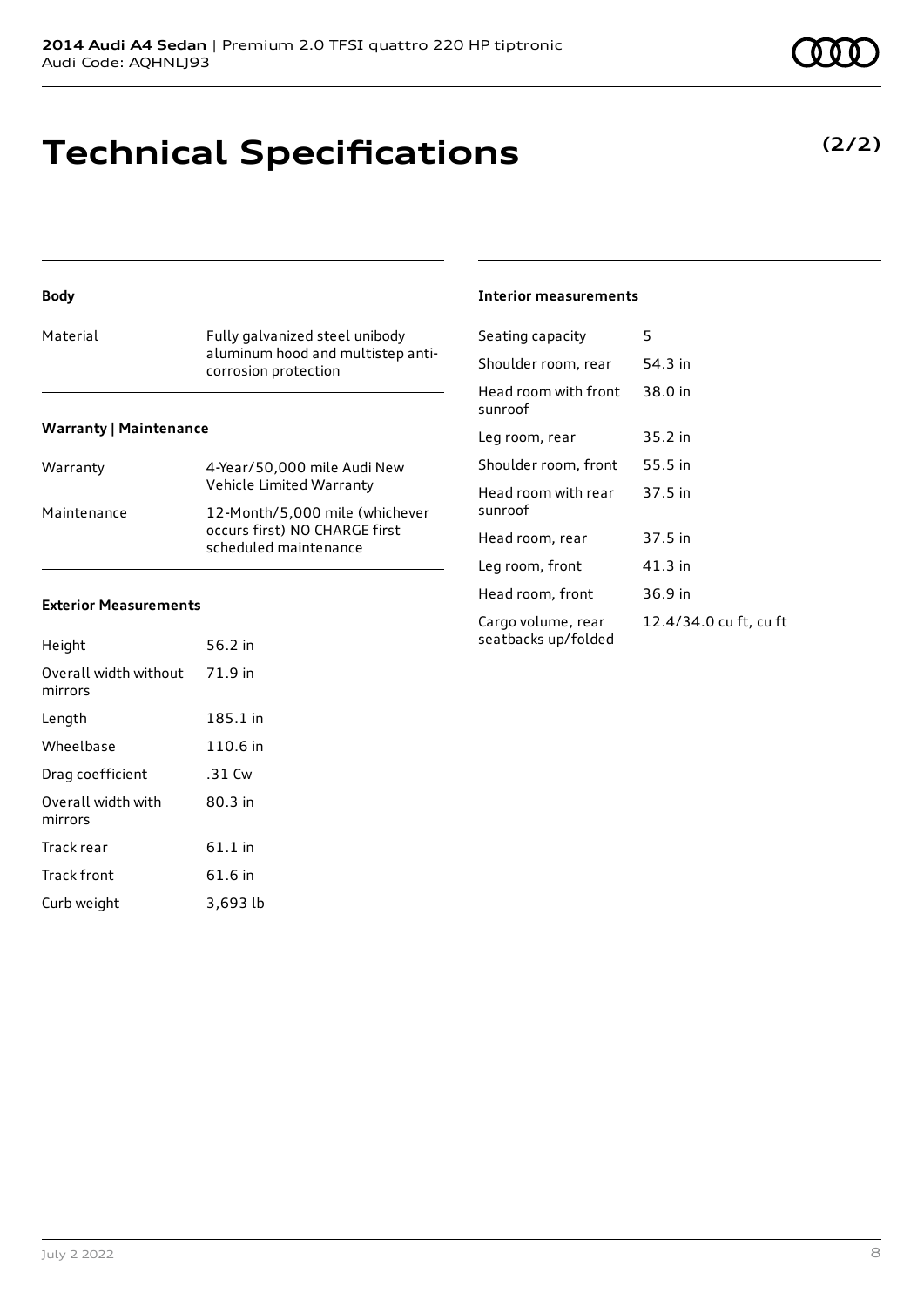# Technical Specifications

**(2/2)**

### Body

| | |
|---|---|
| Material | Fully galvanized steel unibody aluminum hood and multistep anti-corrosion protection |

### Warranty | Maintenance

| | |
|---|---|
| Warranty | 4-Year/50,000 mile Audi New Vehicle Limited Warranty |
| Maintenance | 12-Month/5,000 mile (whichever occurs first) NO CHARGE first scheduled maintenance |

### Exterior Measurements

| | |
|---|---|
| Height | 56.2 in |
| Overall width without mirrors | 71.9 in |
| Length | 185.1 in |
| Wheelbase | 110.6 in |
| Drag coefficient | .31 Cw |
| Overall width with mirrors | 80.3 in |
| Track rear | 61.1 in |
| Track front | 61.6 in |
| Curb weight | 3,693 lb |

### Interior measurements

| | |
|---|---|
| Seating capacity | 5 |
| Shoulder room, rear | 54.3 in |
| Head room with front sunroof | 38.0 in |
| Leg room, rear | 35.2 in |
| Shoulder room, front | 55.5 in |
| Head room with rear sunroof | 37.5 in |
| Head room, rear | 37.5 in |
| Leg room, front | 41.3 in |
| Head room, front | 36.9 in |
| Cargo volume, rear seatbacks up/folded | 12.4/34.0 cu ft, cu ft |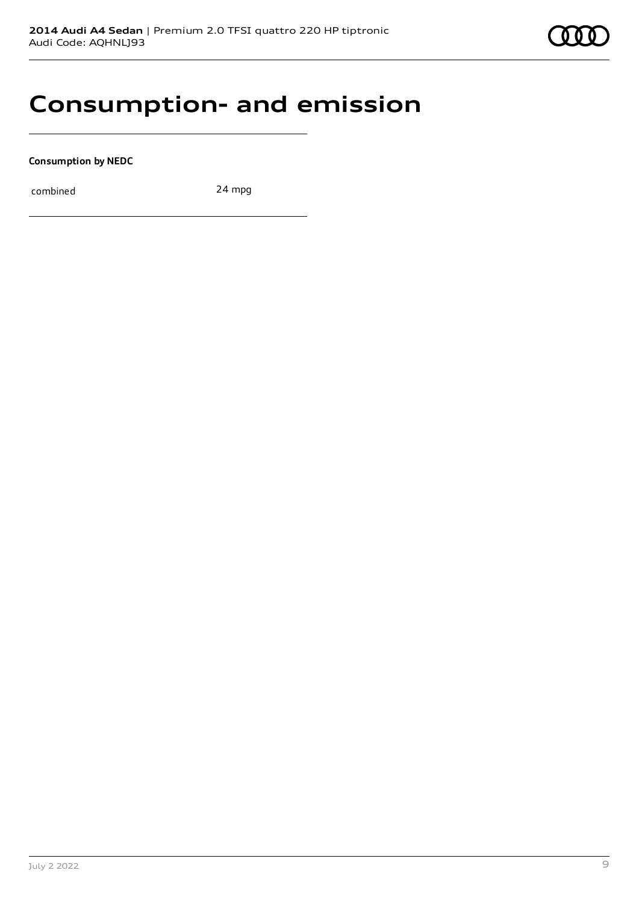# Consumption- and emission

**Consumption by NEDC**

| | |
|---|---|
| combined | 24 mpg |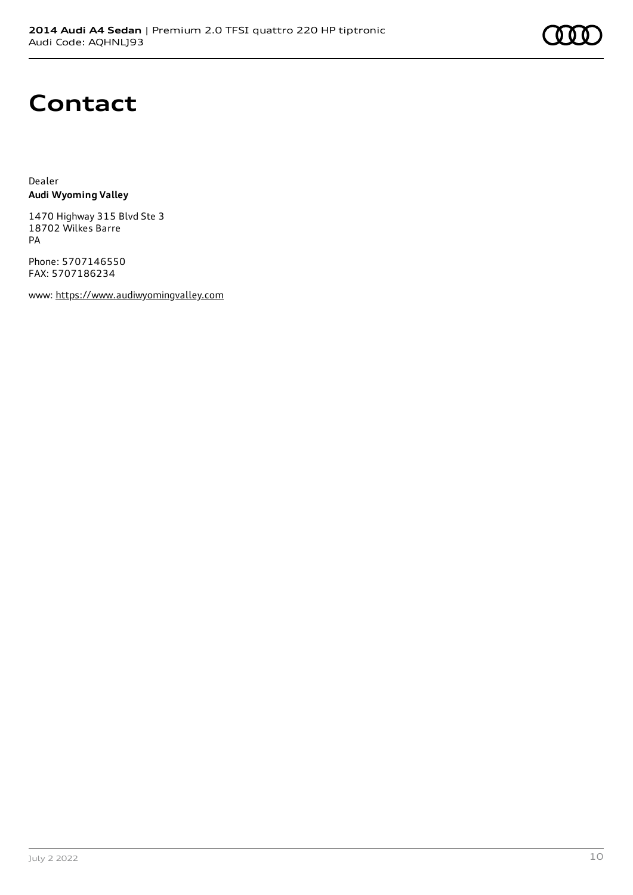# Contact

Dealer
**Audi Wyoming Valley**

1470 Highway 315 Blvd Ste 3
18702 Wilkes Barre
PA

Phone: 5707146550
FAX: 5707186234

www: https://www.audiwyomingvalley.com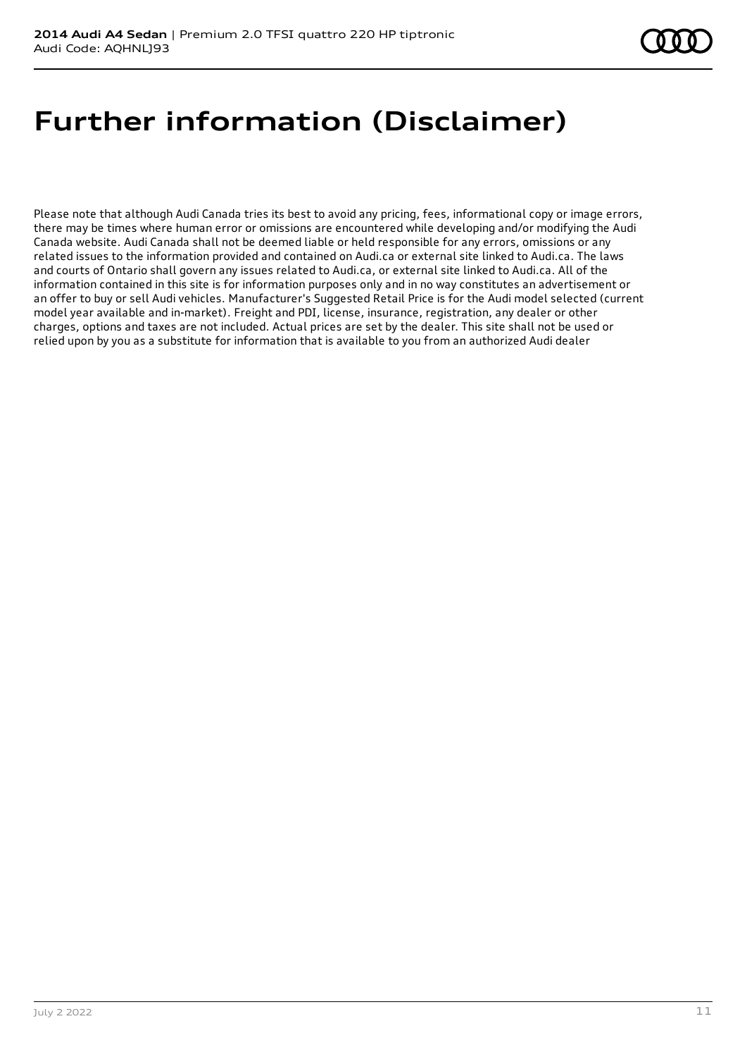# Further information (Disclaimer)

Please note that although Audi Canada tries its best to avoid any pricing, fees, informational copy or image errors, there may be times where human error or omissions are encountered while developing and/or modifying the Audi Canada website. Audi Canada shall not be deemed liable or held responsible for any errors, omissions or any related issues to the information provided and contained on Audi.ca or external site linked to Audi.ca. The laws and courts of Ontario shall govern any issues related to Audi.ca, or external site linked to Audi.ca. All of the information contained in this site is for information purposes only and in no way constitutes an advertisement or an offer to buy or sell Audi vehicles. Manufacturer's Suggested Retail Price is for the Audi model selected (current model year available and in-market). Freight and PDI, license, insurance, registration, any dealer or other charges, options and taxes are not included. Actual prices are set by the dealer. This site shall not be used or relied upon by you as a substitute for information that is available to you from an authorized Audi dealer